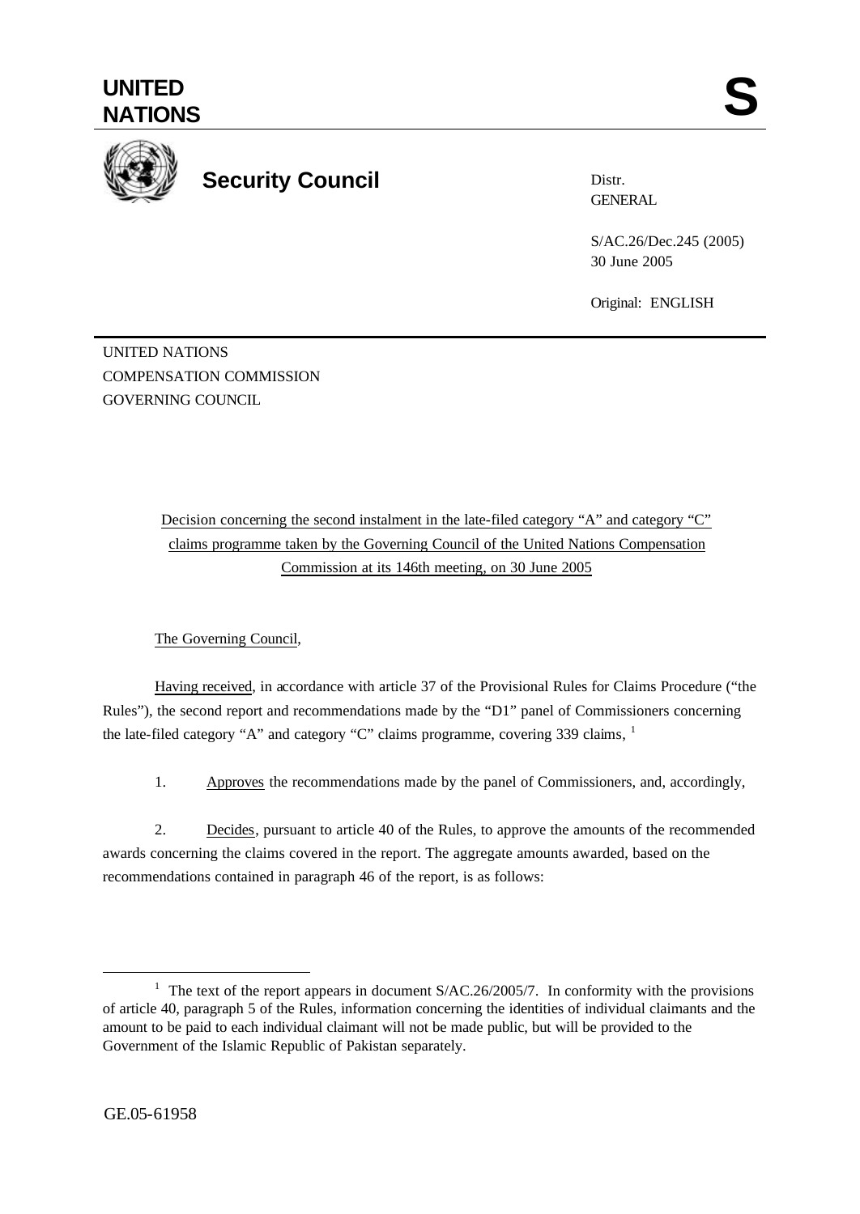**UNITED NATIONS** **S**

**Security Council**

Distr.
GENERAL

S/AC.26/Dec.245 (2005)
30 June 2005

Original: ENGLISH

UNITED NATIONS
COMPENSATION COMMISSION
GOVERNING COUNCIL

Decision concerning the second instalment in the late-filed category "A" and category "C" claims programme taken by the Governing Council of the United Nations Compensation Commission at its 146th meeting, on 30 June 2005

The Governing Council,

Having received, in accordance with article 37 of the Provisional Rules for Claims Procedure ("the Rules"), the second report and recommendations made by the "D1" panel of Commissioners concerning the late-filed category "A" and category "C" claims programme, covering 339 claims, [1]

1. Approves the recommendations made by the panel of Commissioners, and, accordingly,

2. Decides, pursuant to article 40 of the Rules, to approve the amounts of the recommended awards concerning the claims covered in the report. The aggregate amounts awarded, based on the recommendations contained in paragraph 46 of the report, is as follows:

[1] The text of the report appears in document S/AC.26/2005/7. In conformity with the provisions of article 40, paragraph 5 of the Rules, information concerning the identities of individual claimants and the amount to be paid to each individual claimant will not be made public, but will be provided to the Government of the Islamic Republic of Pakistan separately.

GE.05-61958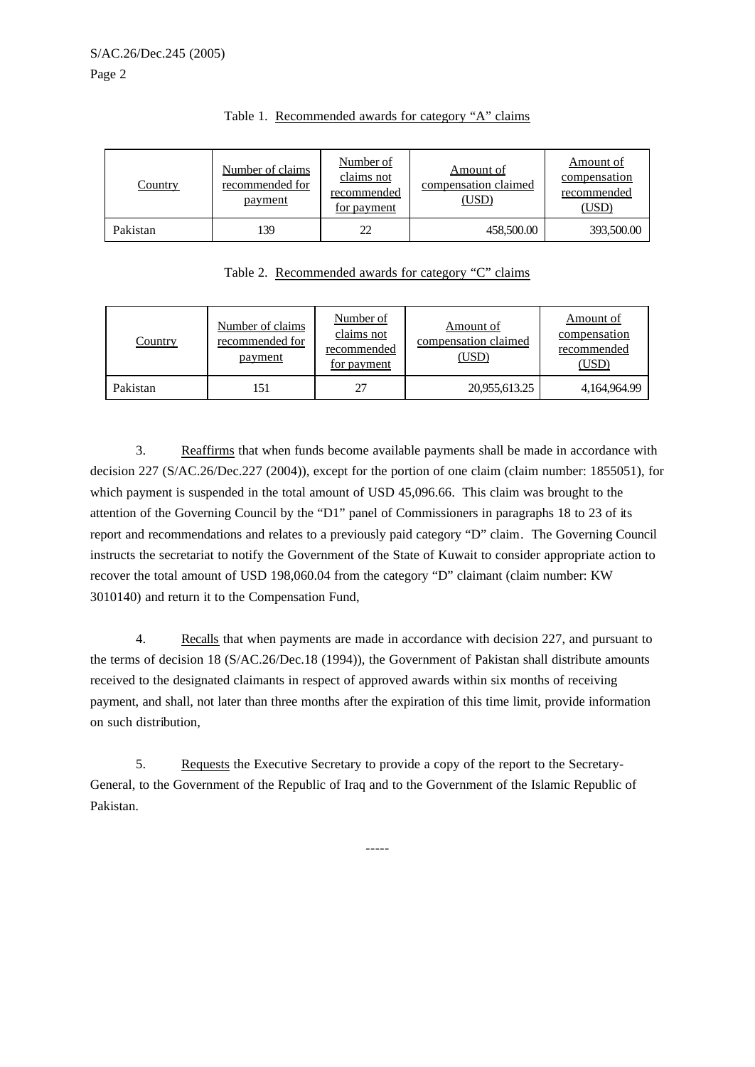Table 1. Recommended awards for category “A” claims

| Country | Number of claims recommended for payment | Number of claims not recommended for payment | Amount of compensation claimed (USD) | Amount of compensation recommended (USD) |
| --- | --- | --- | --- | --- |
| Pakistan | 139 | 22 | 458,500.00 | 393,500.00 |

Table 2. Recommended awards for category “C” claims

| Country | Number of claims recommended for payment | Number of claims not recommended for payment | Amount of compensation claimed (USD) | Amount of compensation recommended (USD) |
| --- | --- | --- | --- | --- |
| Pakistan | 151 | 27 | 20,955,613.25 | 4,164,964.99 |

3. Reaffirms that when funds become available payments shall be made in accordance with decision 227 (S/AC.26/Dec.227 (2004)), except for the portion of one claim (claim number: 1855051), for which payment is suspended in the total amount of USD 45,096.66. This claim was brought to the attention of the Governing Council by the “D1” panel of Commissioners in paragraphs 18 to 23 of its report and recommendations and relates to a previously paid category “D” claim. The Governing Council instructs the secretariat to notify the Government of the State of Kuwait to consider appropriate action to recover the total amount of USD 198,060.04 from the category “D” claimant (claim number: KW 3010140) and return it to the Compensation Fund,

4. Recalls that when payments are made in accordance with decision 227, and pursuant to the terms of decision 18 (S/AC.26/Dec.18 (1994)), the Government of Pakistan shall distribute amounts received to the designated claimants in respect of approved awards within six months of receiving payment, and shall, not later than three months after the expiration of this time limit, provide information on such distribution,

5. Requests the Executive Secretary to provide a copy of the report to the Secretary-General, to the Government of the Republic of Iraq and to the Government of the Islamic Republic of Pakistan.

-----